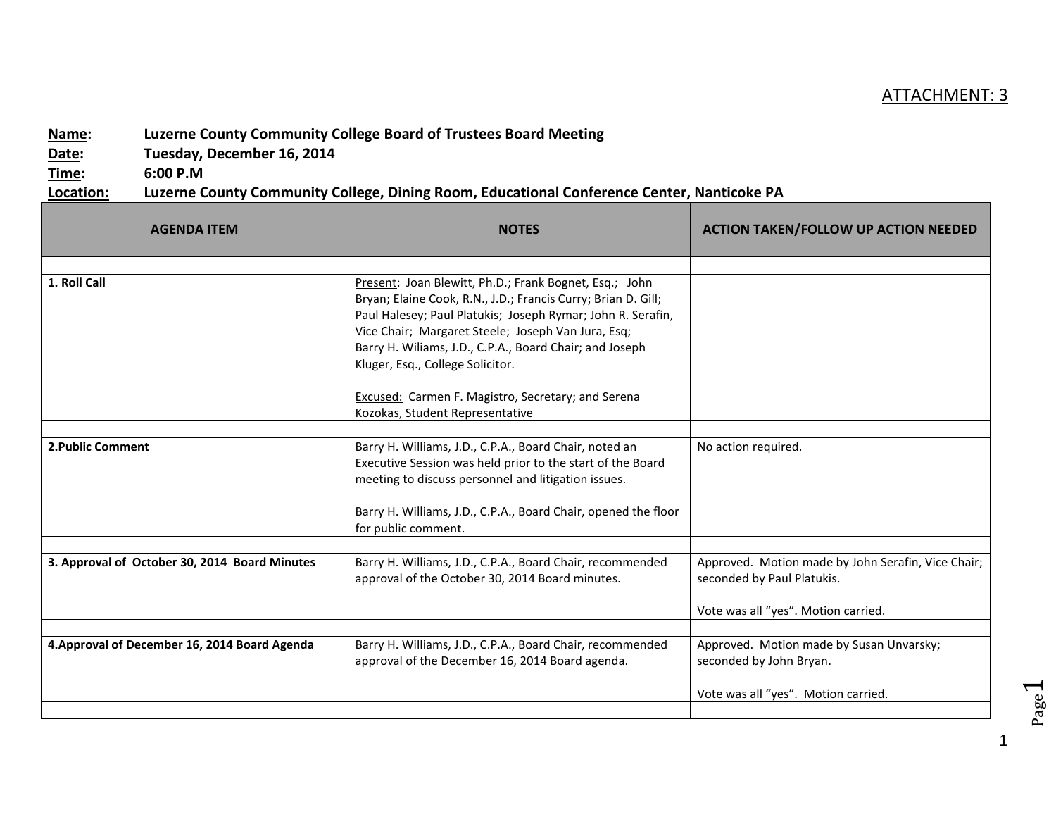ATTACHMENT: 3

**Name:** Luzerne County Community College Board of Trustees Board Meeting
**Date:** Tuesday, December 16, 2014
**Time:** 6:00 P.M
**Location:** Luzerne County Community College, Dining Room, Educational Conference Center, Nanticoke PA

| AGENDA ITEM | NOTES | ACTION TAKEN/FOLLOW UP ACTION NEEDED |
|---|---|---|
| | | |
| **1. Roll Call** | Present: Joan Blewitt, Ph.D.; Frank Bognet, Esq.; John Bryan; Elaine Cook, R.N., J.D.; Francis Curry; Brian D. Gill; Paul Halesey; Paul Platukis; Joseph Rymar; John R. Serafin, Vice Chair; Margaret Steele; Joseph Van Jura, Esq; Barry H. Wiliams, J.D., C.P.A., Board Chair; and Joseph Kluger, Esq., College Solicitor.<br><br>Excused: Carmen F. Magistro, Secretary; and Serena Kozokas, Student Representative | |
| | | |
| **2.Public Comment** | Barry H. Williams, J.D., C.P.A., Board Chair, noted an Executive Session was held prior to the start of the Board meeting to discuss personnel and litigation issues.<br><br>Barry H. Williams, J.D., C.P.A., Board Chair, opened the floor for public comment. | No action required. |
| | | |
| **3. Approval of October 30, 2014 Board Minutes** | Barry H. Williams, J.D., C.P.A., Board Chair, recommended approval of the October 30, 2014 Board minutes. | Approved. Motion made by John Serafin, Vice Chair; seconded by Paul Platukis.<br><br>Vote was all "yes". Motion carried. |
| | | |
| **4.Approval of December 16, 2014 Board Agenda** | Barry H. Williams, J.D., C.P.A., Board Chair, recommended approval of the December 16, 2014 Board agenda. | Approved. Motion made by Susan Unvarsky; seconded by John Bryan.<br><br>Vote was all "yes". Motion carried. |
| | | |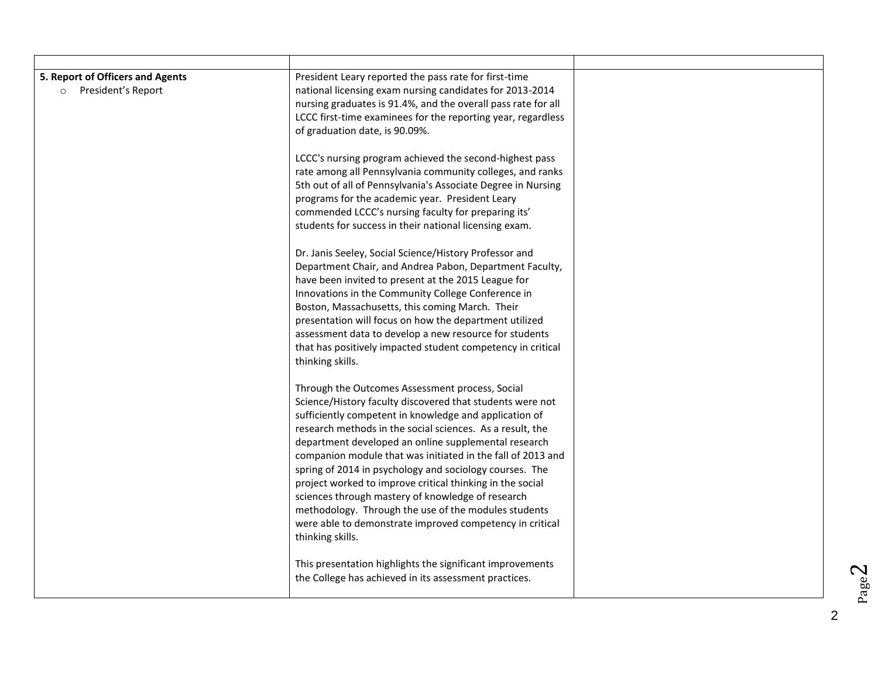| | | |
|---|---|---|
| **5. Report of Officers and Agents**<br>◦ President's Report | President Leary reported the pass rate for first-time national licensing exam nursing candidates for 2013-2014 nursing graduates is 91.4%, and the overall pass rate for all LCCC first-time examinees for the reporting year, regardless of graduation date, is 90.09%.<br><br>LCCC's nursing program achieved the second-highest pass rate among all Pennsylvania community colleges, and ranks 5th out of all of Pennsylvania's Associate Degree in Nursing programs for the academic year. President Leary commended LCCC's nursing faculty for preparing its' students for success in their national licensing exam.<br><br>Dr. Janis Seeley, Social Science/History Professor and Department Chair, and Andrea Pabon, Department Faculty, have been invited to present at the 2015 League for Innovations in the Community College Conference in Boston, Massachusetts, this coming March. Their presentation will focus on how the department utilized assessment data to develop a new resource for students that has positively impacted student competency in critical thinking skills.<br><br>Through the Outcomes Assessment process, Social Science/History faculty discovered that students were not sufficiently competent in knowledge and application of research methods in the social sciences. As a result, the department developed an online supplemental research companion module that was initiated in the fall of 2013 and spring of 2014 in psychology and sociology courses. The project worked to improve critical thinking in the social sciences through mastery of knowledge of research methodology. Through the use of the modules students were able to demonstrate improved competency in critical thinking skills.<br><br>This presentation highlights the significant improvements the College has achieved in its assessment practices. | |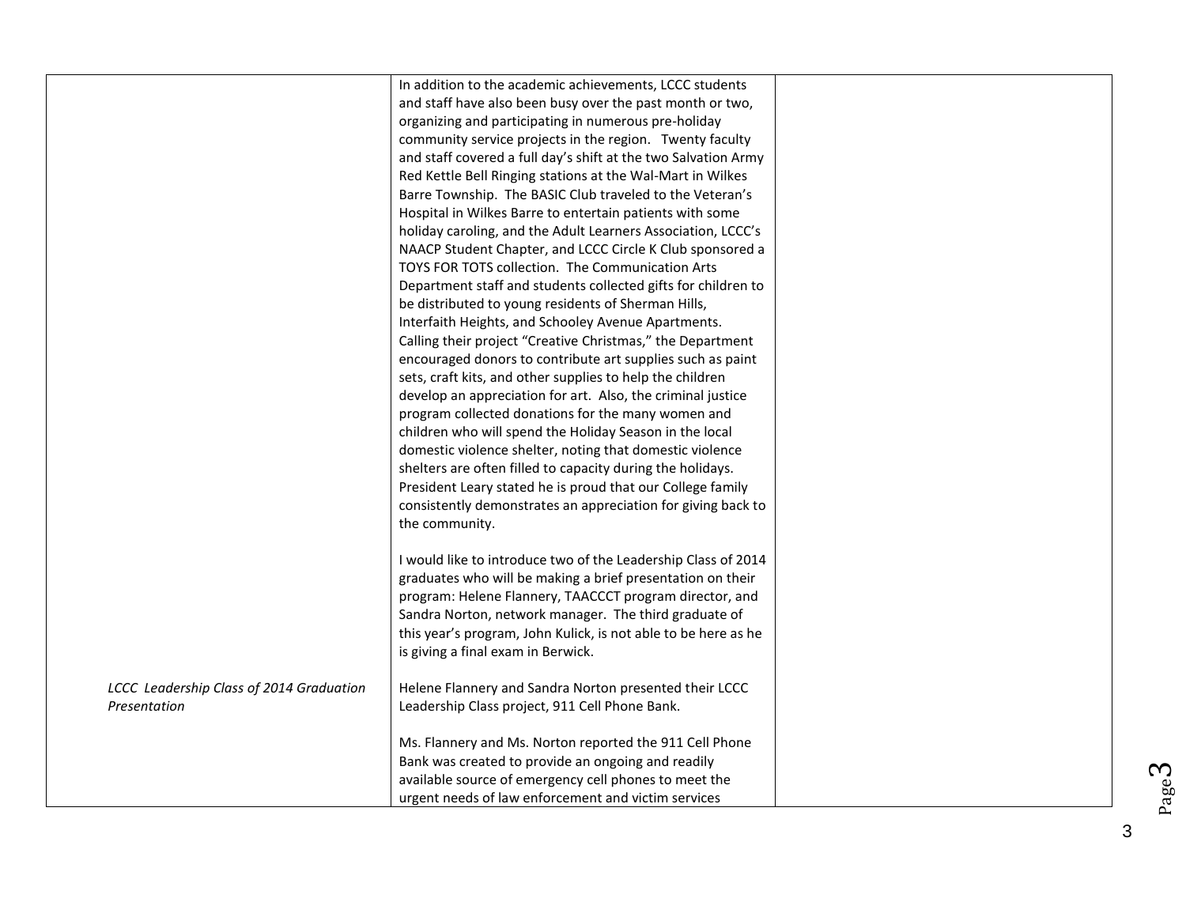| | | |
|---|---|---|
| | In addition to the academic achievements, LCCC students and staff have also been busy over the past month or two, organizing and participating in numerous pre-holiday community service projects in the region. Twenty faculty and staff covered a full day's shift at the two Salvation Army Red Kettle Bell Ringing stations at the Wal-Mart in Wilkes Barre Township. The BASIC Club traveled to the Veteran's Hospital in Wilkes Barre to entertain patients with some holiday caroling, and the Adult Learners Association, LCCC's NAACP Student Chapter, and LCCC Circle K Club sponsored a TOYS FOR TOTS collection. The Communication Arts Department staff and students collected gifts for children to be distributed to young residents of Sherman Hills, Interfaith Heights, and Schooley Avenue Apartments. Calling their project "Creative Christmas," the Department encouraged donors to contribute art supplies such as paint sets, craft kits, and other supplies to help the children develop an appreciation for art. Also, the criminal justice program collected donations for the many women and children who will spend the Holiday Season in the local domestic violence shelter, noting that domestic violence shelters are often filled to capacity during the holidays. President Leary stated he is proud that our College family consistently demonstrates an appreciation for giving back to the community.<br><br>I would like to introduce two of the Leadership Class of 2014 graduates who will be making a brief presentation on their program: Helene Flannery, TAACCCT program director, and Sandra Norton, network manager. The third graduate of this year's program, John Kulick, is not able to be here as he is giving a final exam in Berwick. | |
| *LCCC Leadership Class of 2014 Graduation Presentation* | Helene Flannery and Sandra Norton presented their LCCC Leadership Class project, 911 Cell Phone Bank.<br><br>Ms. Flannery and Ms. Norton reported the 911 Cell Phone Bank was created to provide an ongoing and readily available source of emergency cell phones to meet the urgent needs of law enforcement and victim services | |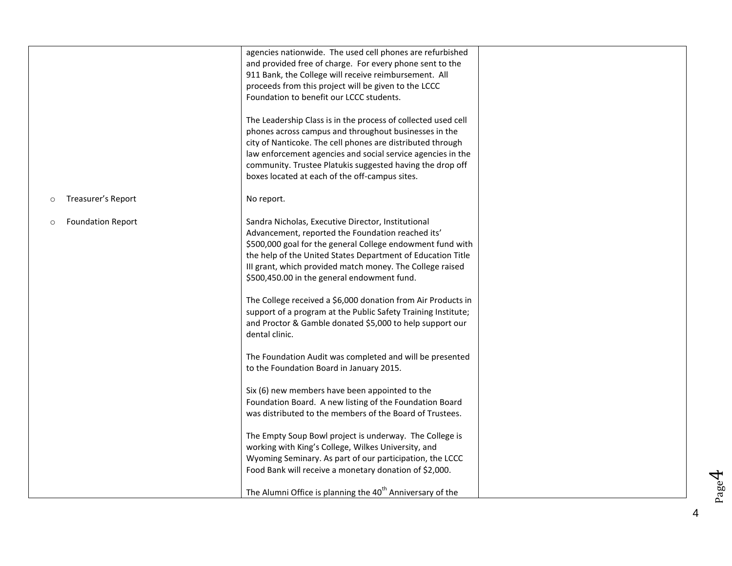| | | |
|---|---|---|
| | agencies nationwide. The used cell phones are refurbished and provided free of charge. For every phone sent to the 911 Bank, the College will receive reimbursement. All proceeds from this project will be given to the LCCC Foundation to benefit our LCCC students.<br><br>The Leadership Class is in the process of collected used cell phones across campus and throughout businesses in the city of Nanticoke. The cell phones are distributed through law enforcement agencies and social service agencies in the community. Trustee Platukis suggested having the drop off boxes located at each of the off-campus sites. | |
| ○ Treasurer's Report | No report. | |
| ○ Foundation Report | Sandra Nicholas, Executive Director, Institutional Advancement, reported the Foundation reached its' \$500,000 goal for the general College endowment fund with the help of the United States Department of Education Title III grant, which provided match money. The College raised \$500,450.00 in the general endowment fund.<br><br>The College received a \$6,000 donation from Air Products in support of a program at the Public Safety Training Institute; and Proctor & Gamble donated \$5,000 to help support our dental clinic.<br><br>The Foundation Audit was completed and will be presented to the Foundation Board in January 2015.<br><br>Six (6) new members have been appointed to the Foundation Board. A new listing of the Foundation Board was distributed to the members of the Board of Trustees.<br><br>The Empty Soup Bowl project is underway. The College is working with King's College, Wilkes University, and Wyoming Seminary. As part of our participation, the LCCC Food Bank will receive a monetary donation of \$2,000.<br><br>The Alumni Office is planning the 40th Anniversary of the | |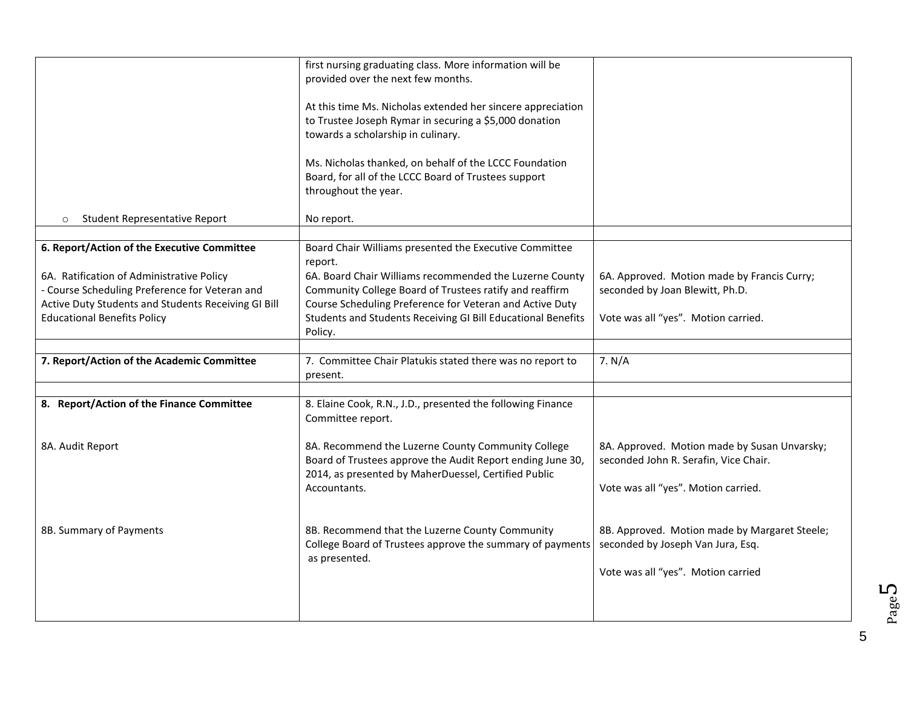| | | |
|---|---|---|
| | first nursing graduating class. More information will be provided over the next few months.<br><br>At this time Ms. Nicholas extended her sincere appreciation to Trustee Joseph Rymar in securing a $5,000 donation towards a scholarship in culinary.<br><br>Ms. Nicholas thanked, on behalf of the LCCC Foundation Board, for all of the LCCC Board of Trustees support throughout the year. | |
| ○ Student Representative Report | No report. | |
| | | |
| **6. Report/Action of the Executive Committee**<br><br>6A. Ratification of Administrative Policy<br>- Course Scheduling Preference for Veteran and Active Duty Students and Students Receiving GI Bill Educational Benefits Policy | Board Chair Williams presented the Executive Committee report.<br>6A. Board Chair Williams recommended the Luzerne County Community College Board of Trustees ratify and reaffirm Course Scheduling Preference for Veteran and Active Duty Students and Students Receiving GI Bill Educational Benefits Policy. | 6A. Approved. Motion made by Francis Curry; seconded by Joan Blewitt, Ph.D.<br><br>Vote was all "yes". Motion carried. |
| | | |
| **7. Report/Action of the Academic Committee** | 7. Committee Chair Platukis stated there was no report to present. | 7. N/A |
| | | |
| **8. Report/Action of the Finance Committee** | 8. Elaine Cook, R.N., J.D., presented the following Finance Committee report. | |
| 8A. Audit Report | 8A. Recommend the Luzerne County Community College Board of Trustees approve the Audit Report ending June 30, 2014, as presented by MaherDuessel, Certified Public Accountants. | 8A. Approved. Motion made by Susan Unvarsky; seconded John R. Serafin, Vice Chair.<br><br>Vote was all "yes". Motion carried. |
| 8B. Summary of Payments | 8B. Recommend that the Luzerne County Community College Board of Trustees approve the summary of payments as presented. | 8B. Approved. Motion made by Margaret Steele; seconded by Joseph Van Jura, Esq.<br><br>Vote was all "yes". Motion carried |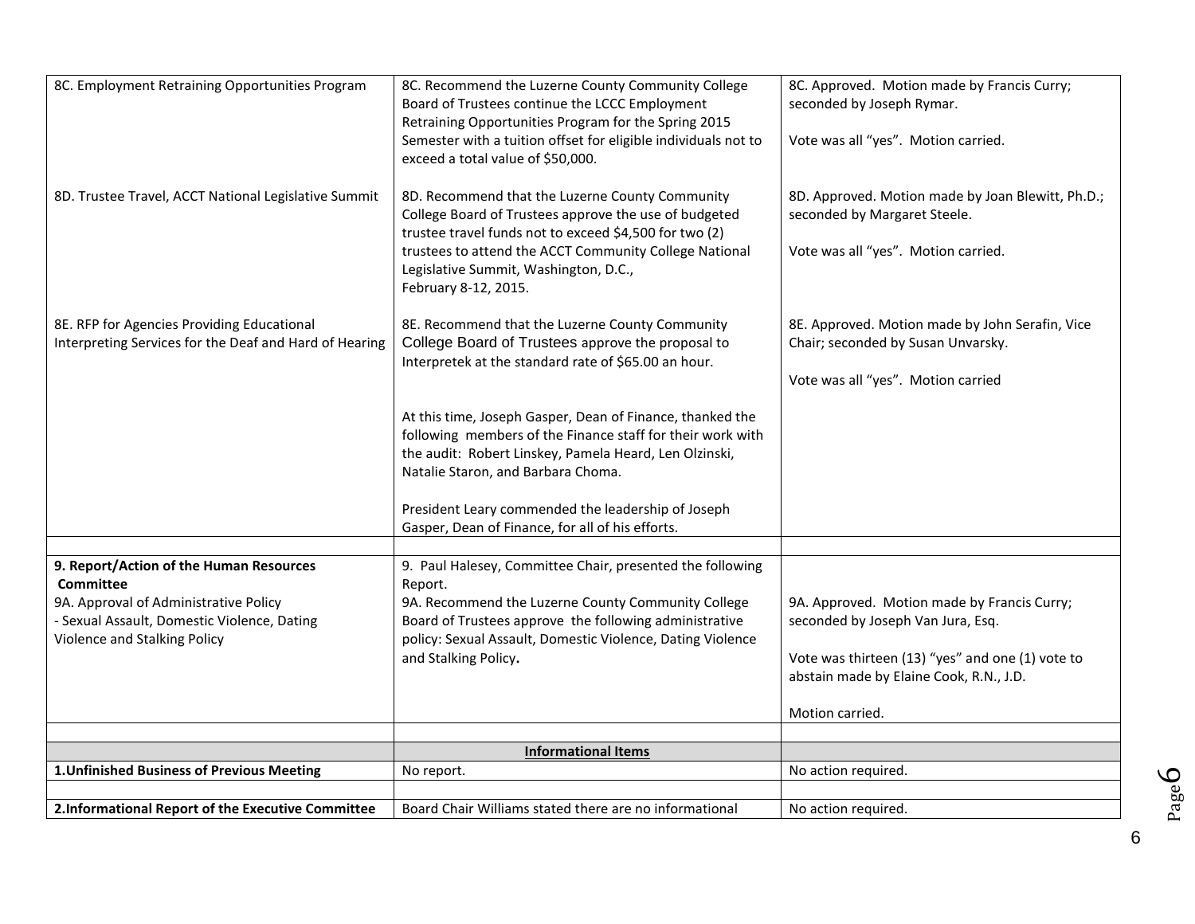| | | |
|---|---|---|
| 8C. Employment Retraining Opportunities Program | 8C. Recommend the Luzerne County Community College Board of Trustees continue the LCCC Employment Retraining Opportunities Program for the Spring 2015 Semester with a tuition offset for eligible individuals not to exceed a total value of $50,000. | 8C. Approved. Motion made by Francis Curry; seconded by Joseph Rymar.<br><br>Vote was all "yes". Motion carried. |
| 8D. Trustee Travel, ACCT National Legislative Summit | 8D. Recommend that the Luzerne County Community College Board of Trustees approve the use of budgeted trustee travel funds not to exceed $4,500 for two (2) trustees to attend the ACCT Community College National Legislative Summit, Washington, D.C., February 8-12, 2015. | 8D. Approved. Motion made by Joan Blewitt, Ph.D.; seconded by Margaret Steele.<br><br>Vote was all "yes". Motion carried. |
| 8E. RFP for Agencies Providing Educational Interpreting Services for the Deaf and Hard of Hearing | 8E. Recommend that the Luzerne County Community College Board of Trustees approve the proposal to Interpretek at the standard rate of $65.00 an hour.<br><br>At this time, Joseph Gasper, Dean of Finance, thanked the following members of the Finance staff for their work with the audit: Robert Linskey, Pamela Heard, Len Olzinski, Natalie Staron, and Barbara Choma.<br><br>President Leary commended the leadership of Joseph Gasper, Dean of Finance, for all of his efforts. | 8E. Approved. Motion made by John Serafin, Vice Chair; seconded by Susan Unvarsky.<br><br>Vote was all "yes". Motion carried |
| | | |
| **9. Report/Action of the Human Resources Committee**<br>9A. Approval of Administrative Policy<br>- Sexual Assault, Domestic Violence, Dating Violence and Stalking Policy | 9. Paul Halesey, Committee Chair, presented the following Report.<br>9A. Recommend the Luzerne County Community College Board of Trustees approve the following administrative policy: Sexual Assault, Domestic Violence, Dating Violence and Stalking Policy**.** | 9A. Approved. Motion made by Francis Curry; seconded by Joseph Van Jura, Esq.<br><br>Vote was thirteen (13) "yes" and one (1) vote to abstain made by Elaine Cook, R.N., J.D.<br><br>Motion carried. |
| | | |
| | **Informational Items** | |
| **1.Unfinished Business of Previous Meeting** | No report. | No action required. |
| | | |
| **2.Informational Report of the Executive Committee** | Board Chair Williams stated there are no informational | No action required. |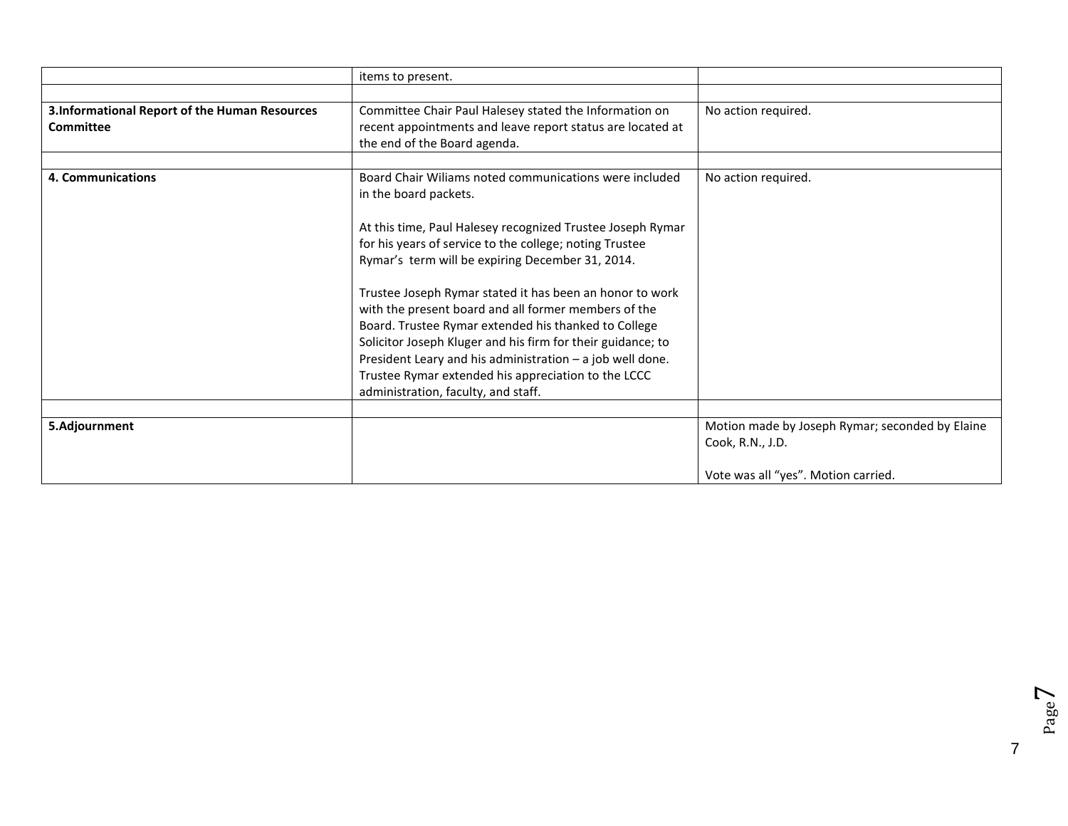| | | |
|---|---|---|
| | items to present. | |
| | | |
| **3.Informational Report of the Human Resources Committee** | Committee Chair Paul Halesey stated the Information on recent appointments and leave report status are located at the end of the Board agenda. | No action required. |
| | | |
| **4. Communications** | Board Chair Wiliams noted communications were included in the board packets.<br><br>At this time, Paul Halesey recognized Trustee Joseph Rymar for his years of service to the college; noting Trustee Rymar's term will be expiring December 31, 2014.<br><br>Trustee Joseph Rymar stated it has been an honor to work with the present board and all former members of the Board. Trustee Rymar extended his thanked to College Solicitor Joseph Kluger and his firm for their guidance; to President Leary and his administration – a job well done. Trustee Rymar extended his appreciation to the LCCC administration, faculty, and staff. | No action required. |
| | | |
| **5.Adjournment** | | Motion made by Joseph Rymar; seconded by Elaine Cook, R.N., J.D.<br><br>Vote was all "yes". Motion carried. |